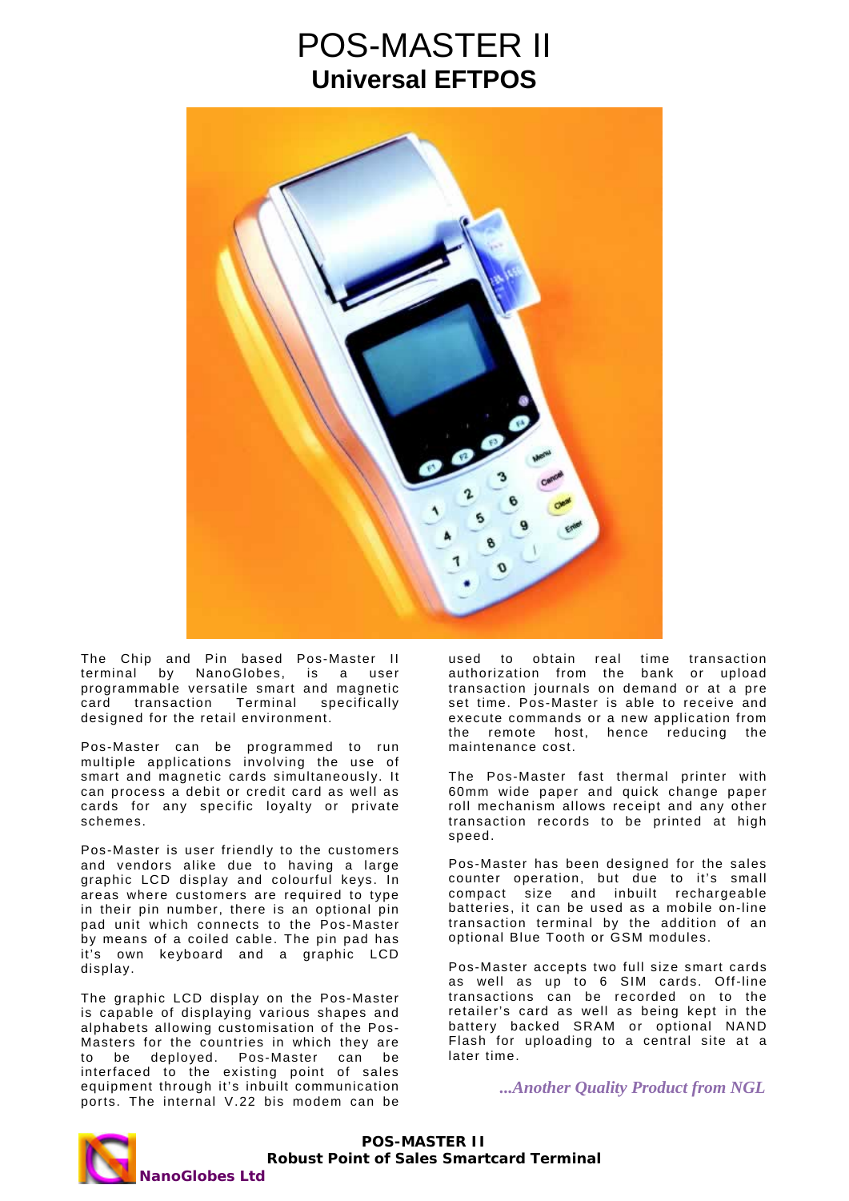# POS-MASTER II

## Universal EFTPOS

The Chip and Pin based Pos-Master II terminal by NanoGlobes, is a user programmable versatile smart and magnetic card transaction Terminal specifically designed for the retail environment.

Pos-Master can be programmed to run multiple applications involving the use of smart and magnetic cards simultaneously. It can process a debit or credit card as well as cards for any specific loyalty or private schemes.

Pos-Master is user friendly to the customers and vendors alike due to having a large graphic LCD display and colourful keys. In areas where customers are required to type in their pin number, there is an optional pin pad unit which connects to the Pos-Master by means of a coiled cable. The pin pad has it's own keyboard and a graphic LCD display.

The graphic LCD display on the Pos-Master is capable of displaying various shapes and alphabets allowing customisation of the Pos-Masters for the countries in which they are to be deployed. Pos-Master can be interfaced to the existing point of sales equipment through it's inbuilt communication ports. The internal V.22 bis modem can be used to obtain real time transaction authorization from the bank or upload transaction journals on demand or at a pre set time. Pos-Master is able to receive and execute commands or a new application from the remote host, hence reducing the maintenance cost.

The Pos-Master fast thermal printer with 60mm wide paper and quick change paper roll mechanism allows receipt and any other transaction records to be printed at high speed.

Pos-Master has been designed for the sales counter operation, but due to it's small compact size and inbuilt rechargeable batteries, it can be used as a mobile on-line transaction terminal by the addition of an optional Blue Tooth or GSM modules.

Pos-Master accepts two full size smart cards as well as up to 6 SIM cards. Off-line transactions can be recorded on to the retailer's card as well as being kept in the battery backed SRAM or optional NAND Flash for uploading to a central site at a later time.

*...Another Quality Product from NGL*

**POS-MASTER II**
**Robust Point of Sales Smartcard Terminal**

**NanoGlobes Ltd**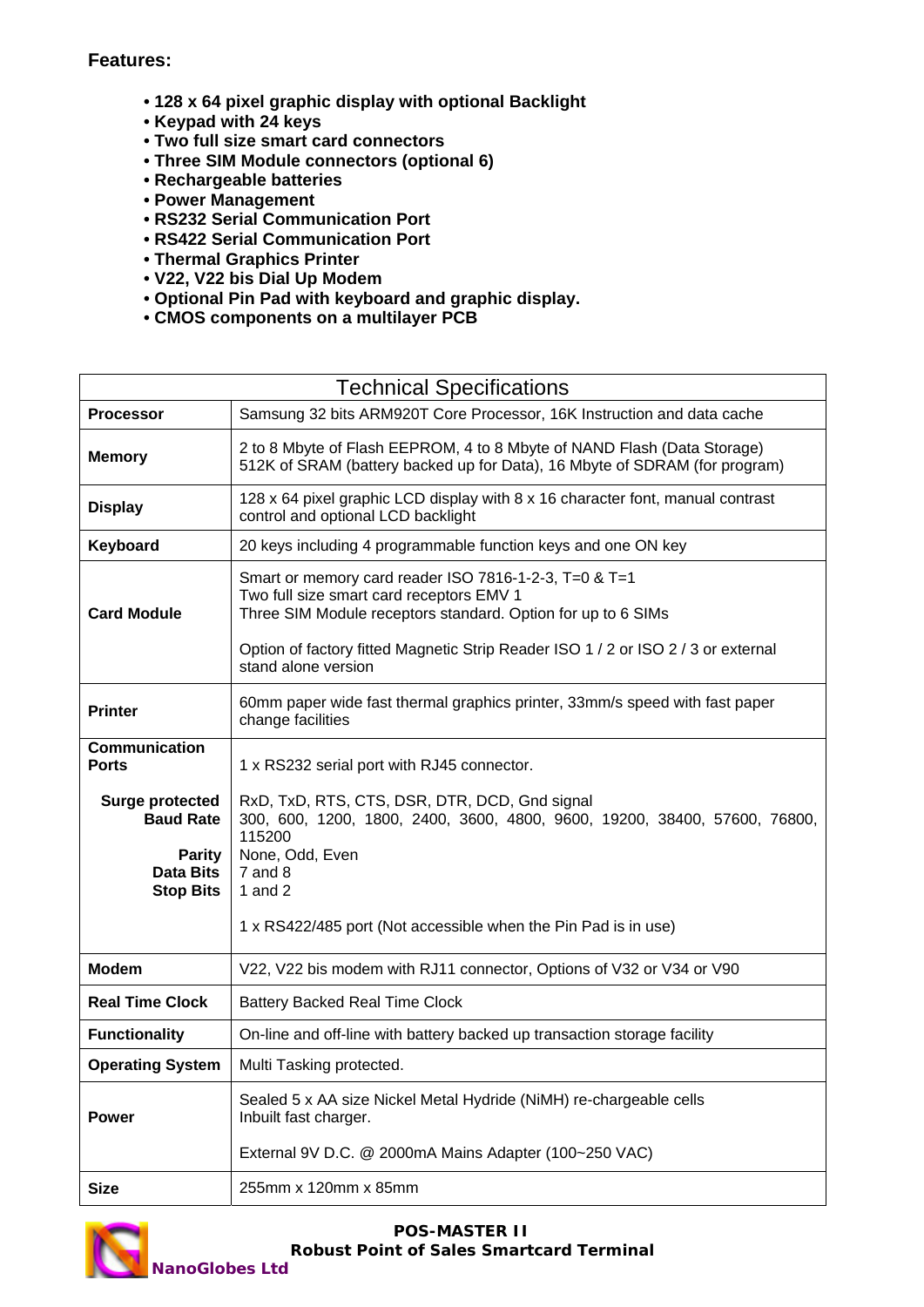**Features:**

- **128 x 64 pixel graphic display with optional Backlight**
- **Keypad with 24 keys**
- **Two full size smart card connectors**
- **Three SIM Module connectors (optional 6)**
- **Rechargeable batteries**
- **Power Management**
- **RS232 Serial Communication Port**
- **RS422 Serial Communication Port**
- **Thermal Graphics Printer**
- **V22, V22 bis Dial Up Modem**
- **Optional Pin Pad with keyboard and graphic display.**
- **CMOS components on a multilayer PCB**

| Technical Specifications | |
|---|---|
| **Processor** | Samsung 32 bits ARM920T Core Processor, 16K Instruction and data cache |
| **Memory** | 2 to 8 Mbyte of Flash EEPROM, 4 to 8 Mbyte of NAND Flash (Data Storage)<br>512K of SRAM (battery backed up for Data), 16 Mbyte of SDRAM (for program) |
| **Display** | 128 x 64 pixel graphic LCD display with 8 x 16 character font, manual contrast control and optional LCD backlight |
| **Keyboard** | 20 keys including 4 programmable function keys and one ON key |
| **Card Module** | Smart or memory card reader ISO 7816-1-2-3, T=0 & T=1<br>Two full size smart card receptors EMV 1<br>Three SIM Module receptors standard. Option for up to 6 SIMs<br><br>Option of factory fitted Magnetic Strip Reader ISO 1 / 2 or ISO 2 / 3 or external stand alone version |
| **Printer** | 60mm paper wide fast thermal graphics printer, 33mm/s speed with fast paper change facilities |
| **Communication Ports** | 1 x RS232 serial port with RJ45 connector. |
| **Surge protected** | RxD, TxD, RTS, CTS, DSR, DTR, DCD, Gnd signal |
| **Baud Rate** | 300, 600, 1200, 1800, 2400, 3600, 4800, 9600, 19200, 38400, 57600, 76800, 115200 |
| **Parity** | None, Odd, Even |
| **Data Bits** | 7 and 8 |
| **Stop Bits** | 1 and 2<br><br>1 x RS422/485 port (Not accessible when the Pin Pad is in use) |
| **Modem** | V22, V22 bis modem with RJ11 connector, Options of V32 or V34 or V90 |
| **Real Time Clock** | Battery Backed Real Time Clock |
| **Functionality** | On-line and off-line with battery backed up transaction storage facility |
| **Operating System** | Multi Tasking protected. |
| **Power** | Sealed 5 x AA size Nickel Metal Hydride (NiMH) re-chargeable cells<br>Inbuilt fast charger.<br><br>External 9V D.C. @ 2000mA Mains Adapter (100~250 VAC) |
| **Size** | 255mm x 120mm x 85mm |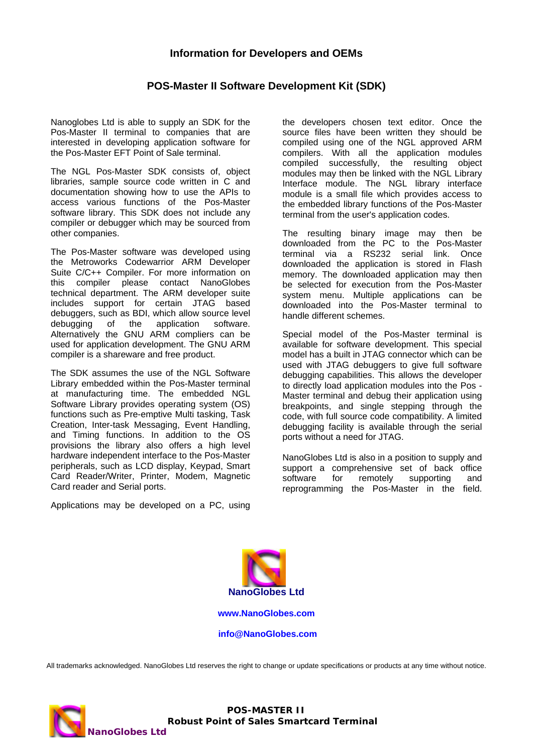## Information for Developers and OEMs

### POS-Master II Software Development Kit (SDK)

Nanoglobes Ltd is able to supply an SDK for the Pos-Master II terminal to companies that are interested in developing application software for the Pos-Master EFT Point of Sale terminal.

The NGL Pos-Master SDK consists of, object libraries, sample source code written in C and documentation showing how to use the APIs to access various functions of the Pos-Master software library. This SDK does not include any compiler or debugger which may be sourced from other companies.

The Pos-Master software was developed using the Metroworks Codewarrior ARM Developer Suite C/C++ Compiler. For more information on this compiler please contact NanoGlobes technical department. The ARM developer suite includes support for certain JTAG based debuggers, such as BDI, which allow source level debugging of the application software. Alternatively the GNU ARM compliers can be used for application development. The GNU ARM compiler is a shareware and free product.

The SDK assumes the use of the NGL Software Library embedded within the Pos-Master terminal at manufacturing time. The embedded NGL Software Library provides operating system (OS) functions such as Pre-emptive Multi tasking, Task Creation, Inter-task Messaging, Event Handling, and Timing functions. In addition to the OS provisions the library also offers a high level hardware independent interface to the Pos-Master peripherals, such as LCD display, Keypad, Smart Card Reader/Writer, Printer, Modem, Magnetic Card reader and Serial ports.

Applications may be developed on a PC, using the developers chosen text editor. Once the source files have been written they should be compiled using one of the NGL approved ARM compilers. With all the application modules compiled successfully, the resulting object modules may then be linked with the NGL Library Interface module. The NGL library interface module is a small file which provides access to the embedded library functions of the Pos-Master terminal from the user's application codes.

The resulting binary image may then be downloaded from the PC to the Pos-Master terminal via a RS232 serial link. Once downloaded the application is stored in Flash memory. The downloaded application may then be selected for execution from the Pos-Master system menu. Multiple applications can be downloaded into the Pos-Master terminal to handle different schemes.

Special model of the Pos-Master terminal is available for software development. This special model has a built in JTAG connector which can be used with JTAG debuggers to give full software debugging capabilities. This allows the developer to directly load application modules into the Pos - Master terminal and debug their application using breakpoints, and single stepping through the code, with full source code compatibility. A limited debugging facility is available through the serial ports without a need for JTAG.

NanoGlobes Ltd is also in a position to supply and support a comprehensive set of back office software for remotely supporting and reprogramming the Pos-Master in the field.

**NanoGlobes Ltd**

**www.NanoGlobes.com**

**info@NanoGlobes.com**

All trademarks acknowledged. NanoGlobes Ltd reserves the right to change or update specifications or products at any time without notice.